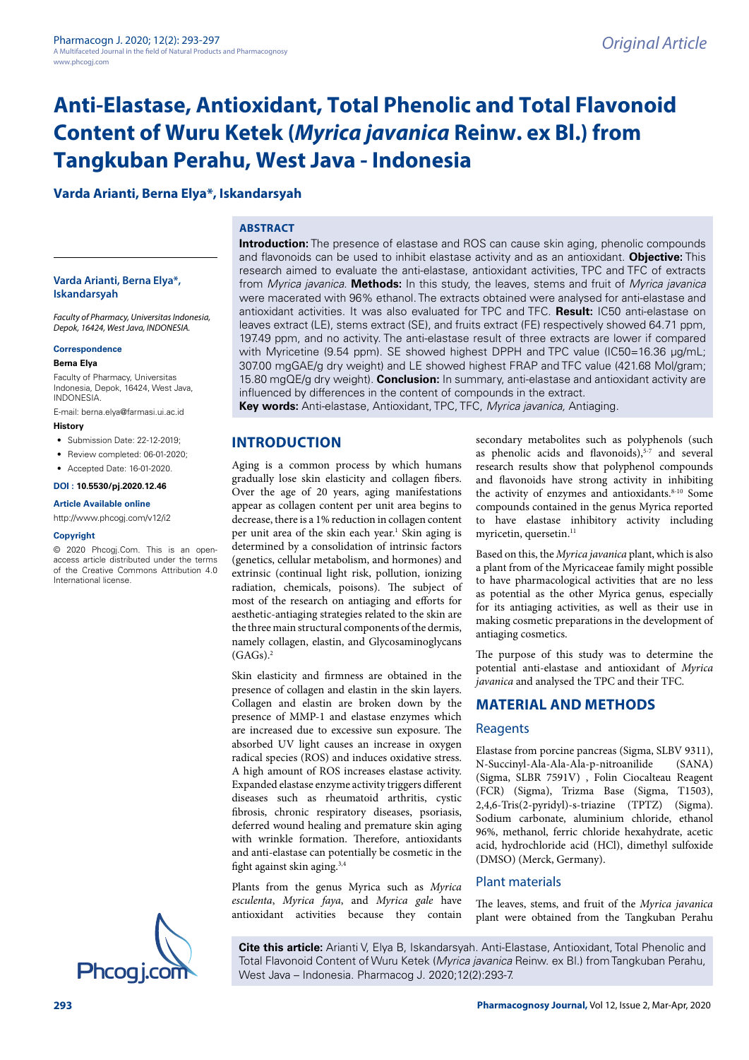# Anti-Elastase, Antioxidant, Total Phenolic and Total Flavonoid Content of Wuru Ketek (*Myrica javanica* Reinw. ex Bl.) from Tangkuban Perahu, West Java - Indonesia

**Varda Arianti, Berna Elya*, Iskandarsyah**

**Varda Arianti, Berna Elya*, Iskandarsyah**

*Faculty of Pharmacy, Universitas Indonesia, Depok, 16424, West Java, INDONESIA.*

**Correspondence**

**Berna Elya**

Faculty of Pharmacy, Universitas Indonesia, Depok, 16424, West Java, INDONESIA.

E-mail: berna.elya@farmasi.ui.ac.id

**History**

- Submission Date: 22-12-2019;
- Review completed: 06-01-2020;
- Accepted Date: 16-01-2020.

**DOI : 10.5530/pj.2020.12.46**

**Article Available online**

http://www.phcogj.com/v12/i2

**Copyright**

© 2020 Phcogj.Com. This is an open-access article distributed under the terms of the Creative Commons Attribution 4.0 International license.

## ABSTRACT

**Introduction:** The presence of elastase and ROS can cause skin aging, phenolic compounds and flavonoids can be used to inhibit elastase activity and as an antioxidant. **Objective:** This research aimed to evaluate the anti-elastase, antioxidant activities, TPC and TFC of extracts from *Myrica javanica*. **Methods:** In this study, the leaves, stems and fruit of *Myrica javanica* were macerated with 96% ethanol. The extracts obtained were analysed for anti-elastase and antioxidant activities. It was also evaluated for TPC and TFC. **Result:** IC50 anti-elastase on leaves extract (LE), stems extract (SE), and fruits extract (FE) respectively showed 64.71 ppm, 197.49 ppm, and no activity. The anti-elastase result of three extracts are lower if compared with Myricetine (9.54 ppm). SE showed highest DPPH and TPC value (IC50=16.36 μg/mL; 307.00 mgGAE/g dry weight) and LE showed highest FRAP and TFC value (421.68 Mol/gram; 15.80 mgQE/g dry weight). **Conclusion:** In summary, anti-elastase and antioxidant activity are influenced by differences in the content of compounds in the extract.

**Key words:** Anti-elastase, Antioxidant, TPC, TFC, *Myrica javanica,* Antiaging.

## INTRODUCTION

Aging is a common process by which humans gradually lose skin elasticity and collagen fibers. Over the age of 20 years, aging manifestations appear as collagen content per unit area begins to decrease, there is a 1% reduction in collagen content per unit area of the skin each year.[1] Skin aging is determined by a consolidation of intrinsic factors (genetics, cellular metabolism, and hormones) and extrinsic (continual light risk, pollution, ionizing radiation, chemicals, poisons). The subject of most of the research on antiaging and efforts for aesthetic-antiaging strategies related to the skin are the three main structural components of the dermis, namely collagen, elastin, and Glycosaminoglycans (GAGs).[2]

Skin elasticity and firmness are obtained in the presence of collagen and elastin in the skin layers. Collagen and elastin are broken down by the presence of MMP-1 and elastase enzymes which are increased due to excessive sun exposure. The absorbed UV light causes an increase in oxygen radical species (ROS) and induces oxidative stress. A high amount of ROS increases elastase activity. Expanded elastase enzyme activity triggers different diseases such as rheumatoid arthritis, cystic fibrosis, chronic respiratory diseases, psoriasis, deferred wound healing and premature skin aging with wrinkle formation. Therefore, antioxidants and anti-elastase can potentially be cosmetic in the fight against skin aging.[3,4]

Plants from the genus Myrica such as *Myrica esculenta*, *Myrica faya*, and *Myrica gale* have antioxidant activities because they contain secondary metabolites such as polyphenols (such as phenolic acids and flavonoids),[5-7] and several research results show that polyphenol compounds and flavonoids have strong activity in inhibiting the activity of enzymes and antioxidants.[8-10] Some compounds contained in the genus Myrica reported to have elastase inhibitory activity including myricetin, quersetin.[11]

Based on this, the *Myrica javanica* plant, which is also a plant from of the Myricaceae family might possible to have pharmacological activities that are no less as potential as the other Myrica genus, especially for its antiaging activities, as well as their use in making cosmetic preparations in the development of antiaging cosmetics.

The purpose of this study was to determine the potential anti-elastase and antioxidant of *Myrica javanica* and analysed the TPC and their TFC.

## MATERIAL AND METHODS

### Reagents

Elastase from porcine pancreas (Sigma, SLBV 9311), N-Succinyl-Ala-Ala-Ala-p-nitroanilide (SANA) (Sigma, SLBR 7591V) , Folin Ciocalteau Reagent (FCR) (Sigma), Trizma Base (Sigma, T1503), 2,4,6-Tris(2-pyridyl)-s-triazine (TPTZ) (Sigma). Sodium carbonate, aluminium chloride, ethanol 96%, methanol, ferric chloride hexahydrate, acetic acid, hydrochloride acid (HCl), dimethyl sulfoxide (DMSO) (Merck, Germany).

### Plant materials

The leaves, stems, and fruit of the *Myrica javanica* plant were obtained from the Tangkuban Perahu

**Cite this article:** Arianti V, Elya B, Iskandarsyah. Anti-Elastase, Antioxidant, Total Phenolic and Total Flavonoid Content of Wuru Ketek (*Myrica javanica* Reinw. ex Bl.) from Tangkuban Perahu, West Java – Indonesia. Pharmacog J. 2020;12(2):293-7.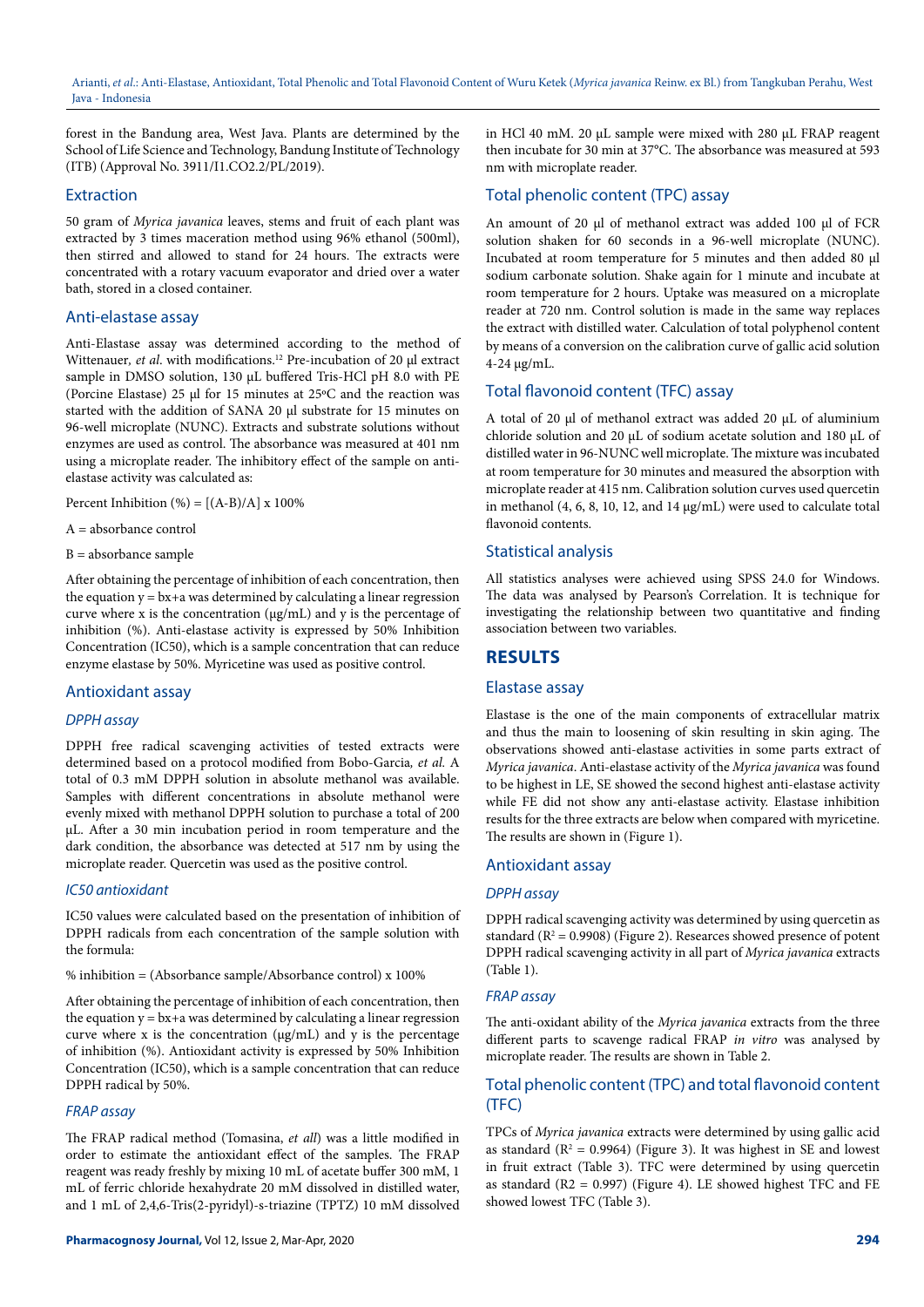forest in the Bandung area, West Java. Plants are determined by the School of Life Science and Technology, Bandung Institute of Technology (ITB) (Approval No. 3911/I1.CO2.2/PL/2019).

## Extraction

50 gram of *Myrica javanica* leaves, stems and fruit of each plant was extracted by 3 times maceration method using 96% ethanol (500ml), then stirred and allowed to stand for 24 hours. The extracts were concentrated with a rotary vacuum evaporator and dried over a water bath, stored in a closed container.

## Anti-elastase assay

Anti-Elastase assay was determined according to the method of Wittenauer, *et al*. with modifications.[12] Pre-incubation of 20 µl extract sample in DMSO solution, 130 µL buffered Tris-HCl pH 8.0 with PE (Porcine Elastase) 25 µl for 15 minutes at 25°C and the reaction was started with the addition of SANA 20 µl substrate for 15 minutes on 96-well microplate (NUNC). Extracts and substrate solutions without enzymes are used as control. The absorbance was measured at 401 nm using a microplate reader. The inhibitory effect of the sample on anti-elastase activity was calculated as:

Percent Inhibition (%) = $[(A-B)/A] \times 100\%$

A = absorbance control

B = absorbance sample

After obtaining the percentage of inhibition of each concentration, then the equation $y = bx+a$ was determined by calculating a linear regression curve where x is the concentration (µg/mL) and y is the percentage of inhibition (%). Anti-elastase activity is expressed by 50% Inhibition Concentration (IC50), which is a sample concentration that can reduce enzyme elastase by 50%. Myricetine was used as positive control.

## Antioxidant assay

### *DPPH assay*

DPPH free radical scavenging activities of tested extracts were determined based on a protocol modified from Bobo-Garcia, *et al.* A total of 0.3 mM DPPH solution in absolute methanol was available. Samples with different concentrations in absolute methanol were evenly mixed with methanol DPPH solution to purchase a total of 200 µL. After a 30 min incubation period in room temperature and the dark condition, the absorbance was detected at 517 nm by using the microplate reader. Quercetin was used as the positive control.

### *IC50 antioxidant*

IC50 values were calculated based on the presentation of inhibition of DPPH radicals from each concentration of the sample solution with the formula:

% inhibition = (Absorbance sample/Absorbance control) x 100%

After obtaining the percentage of inhibition of each concentration, then the equation $y = bx+a$ was determined by calculating a linear regression curve where x is the concentration (µg/mL) and y is the percentage of inhibition (%). Antioxidant activity is expressed by 50% Inhibition Concentration (IC50), which is a sample concentration that can reduce DPPH radical by 50%.

### *FRAP assay*

The FRAP radical method (Tomasina, *et all*) was a little modified in order to estimate the antioxidant effect of the samples. The FRAP reagent was ready freshly by mixing 10 mL of acetate buffer 300 mM, 1 mL of ferric chloride hexahydrate 20 mM dissolved in distilled water, and 1 mL of 2,4,6-Tris(2-pyridyl)-s-triazine (TPTZ) 10 mM dissolved in HCl 40 mM. 20 µL sample were mixed with 280 µL FRAP reagent then incubate for 30 min at 37°C. The absorbance was measured at 593 nm with microplate reader.

## Total phenolic content (TPC) assay

An amount of 20 µl of methanol extract was added 100 µl of FCR solution shaken for 60 seconds in a 96-well microplate (NUNC). Incubated at room temperature for 5 minutes and then added 80 µl sodium carbonate solution. Shake again for 1 minute and incubate at room temperature for 2 hours. Uptake was measured on a microplate reader at 720 nm. Control solution is made in the same way replaces the extract with distilled water. Calculation of total polyphenol content by means of a conversion on the calibration curve of gallic acid solution 4-24 µg/mL.

## Total flavonoid content (TFC) assay

A total of 20 µl of methanol extract was added 20 µL of aluminium chloride solution and 20 µL of sodium acetate solution and 180 µL of distilled water in 96-NUNC well microplate. The mixture was incubated at room temperature for 30 minutes and measured the absorption with microplate reader at 415 nm. Calibration solution curves used quercetin in methanol (4, 6, 8, 10, 12, and 14 µg/mL) were used to calculate total flavonoid contents.

## Statistical analysis

All statistics analyses were achieved using SPSS 24.0 for Windows. The data was analysed by Pearson's Correlation. It is technique for investigating the relationship between two quantitative and finding association between two variables.

# RESULTS

## Elastase assay

Elastase is the one of the main components of extracellular matrix and thus the main to loosening of skin resulting in skin aging. The observations showed anti-elastase activities in some parts extract of *Myrica javanica*. Anti-elastase activity of the *Myrica javanica* was found to be highest in LE, SE showed the second highest anti-elastase activity while FE did not show any anti-elastase activity. Elastase inhibition results for the three extracts are below when compared with myricetine. The results are shown in (Figure 1).

## Antioxidant assay

### *DPPH assay*

DPPH radical scavenging activity was determined by using quercetin as standard ($R^2 = 0.9908$) (Figure 2). Researces showed presence of potent DPPH radical scavenging activity in all part of *Myrica javanica* extracts (Table 1).

### *FRAP assay*

The anti-oxidant ability of the *Myrica javanica* extracts from the three different parts to scavenge radical FRAP *in vitro* was analysed by microplate reader. The results are shown in Table 2.

## Total phenolic content (TPC) and total flavonoid content (TFC)

TPCs of *Myrica javanica* extracts were determined by using gallic acid as standard ($R^2 = 0.9964$) (Figure 3). It was highest in SE and lowest in fruit extract (Table 3). TFC were determined by using quercetin as standard ($R2 = 0.997$) (Figure 4). LE showed highest TFC and FE showed lowest TFC (Table 3).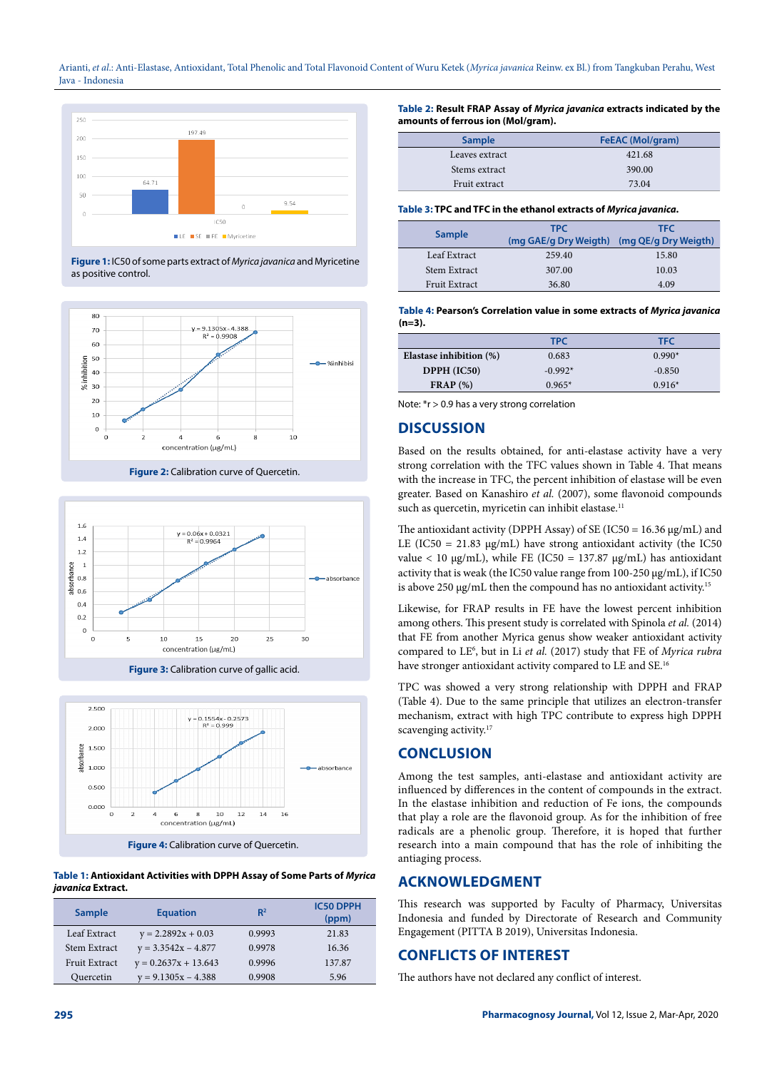Figure 1: IC50 of some parts extract of *Myrica javanica* and Myricetine as positive control.

Figure 2: Calibration curve of Quercetin.

Figure 3: Calibration curve of gallic acid.

Figure 4: Calibration curve of Quercetin.

**Table 1: Antioxidant Activities with DPPH Assay of Some Parts of *Myrica javanica* Extract.**

| Sample | Equation | $R^2$ | IC50 DPPH (ppm) |
|---|---|---|---|
| Leaf Extract | y = 2.2892x + 0.03 | 0.9993 | 21.83 |
| Stem Extract | y = 3.3542x – 4.877 | 0.9978 | 16.36 |
| Fruit Extract | y = 0.2637x + 13.643 | 0.9996 | 137.87 |
| Quercetin | y = 9.1305x – 4.388 | 0.9908 | 5.96 |

**Table 2: Result FRAP Assay of *Myrica javanica* extracts indicated by the amounts of ferrous ion (Mol/gram).**

| Sample | FeEAC (Mol/gram) |
|---|---|
| Leaves extract | 421.68 |
| Stems extract | 390.00 |
| Fruit extract | 73.04 |

**Table 3: TPC and TFC in the ethanol extracts of *Myrica javanica*.**

| Sample | TPC (mg GAE/g Dry Weigth) | TFC (mg QE/g Dry Weigth) |
|---|---|---|
| Leaf Extract | 259.40 | 15.80 |
| Stem Extract | 307.00 | 10.03 |
| Fruit Extract | 36.80 | 4.09 |

**Table 4: Pearson's Correlation value in some extracts of *Myrica javanica* (n=3).**

| | TPC | TFC |
|---|---|---|
| **Elastase inhibition (%)** | 0.683 | 0.990* |
| **DPPH (IC50)** | -0.992* | -0.850 |
| **FRAP (%)** | 0.965* | 0.916* |

Note: *r > 0.9 has a very strong correlation

## DISCUSSION

Based on the results obtained, for anti-elastase activity have a very strong correlation with the TFC values shown in Table 4. That means with the increase in TFC, the percent inhibition of elastase will be even greater. Based on Kanashiro *et al.* (2007), some flavonoid compounds such as quercetin, myricetin can inhibit elastase.[11]

The antioxidant activity (DPPH Assay) of SE (IC50 = 16.36 μg/mL) and LE (IC50 = 21.83 μg/mL) have strong antioxidant activity (the IC50 value < 10 μg/mL), while FE (IC50 = 137.87 μg/mL) has antioxidant activity that is weak (the IC50 value range from 100-250 μg/mL), if IC50 is above 250 μg/mL then the compound has no antioxidant activity.[15]

Likewise, for FRAP results in FE have the lowest percent inhibition among others. This present study is correlated with Spinola *et al.* (2014) that FE from another Myrica genus show weaker antioxidant activity compared to LE[6], but in Li *et al.* (2017) study that FE of *Myrica rubra* have stronger antioxidant activity compared to LE and SE.[16]

TPC was showed a very strong relationship with DPPH and FRAP (Table 4). Due to the same principle that utilizes an electron-transfer mechanism, extract with high TPC contribute to express high DPPH scavenging activity.[17]

## CONCLUSION

Among the test samples, anti-elastase and antioxidant activity are influenced by differences in the content of compounds in the extract. In the elastase inhibition and reduction of Fe ions, the compounds that play a role are the flavonoid group. As for the inhibition of free radicals are a phenolic group. Therefore, it is hoped that further research into a main compound that has the role of inhibiting the antiaging process.

## ACKNOWLEDGMENT

This research was supported by Faculty of Pharmacy, Universitas Indonesia and funded by Directorate of Research and Community Engagement (PITTA B 2019), Universitas Indonesia.

## CONFLICTS OF INTEREST

The authors have not declared any conflict of interest.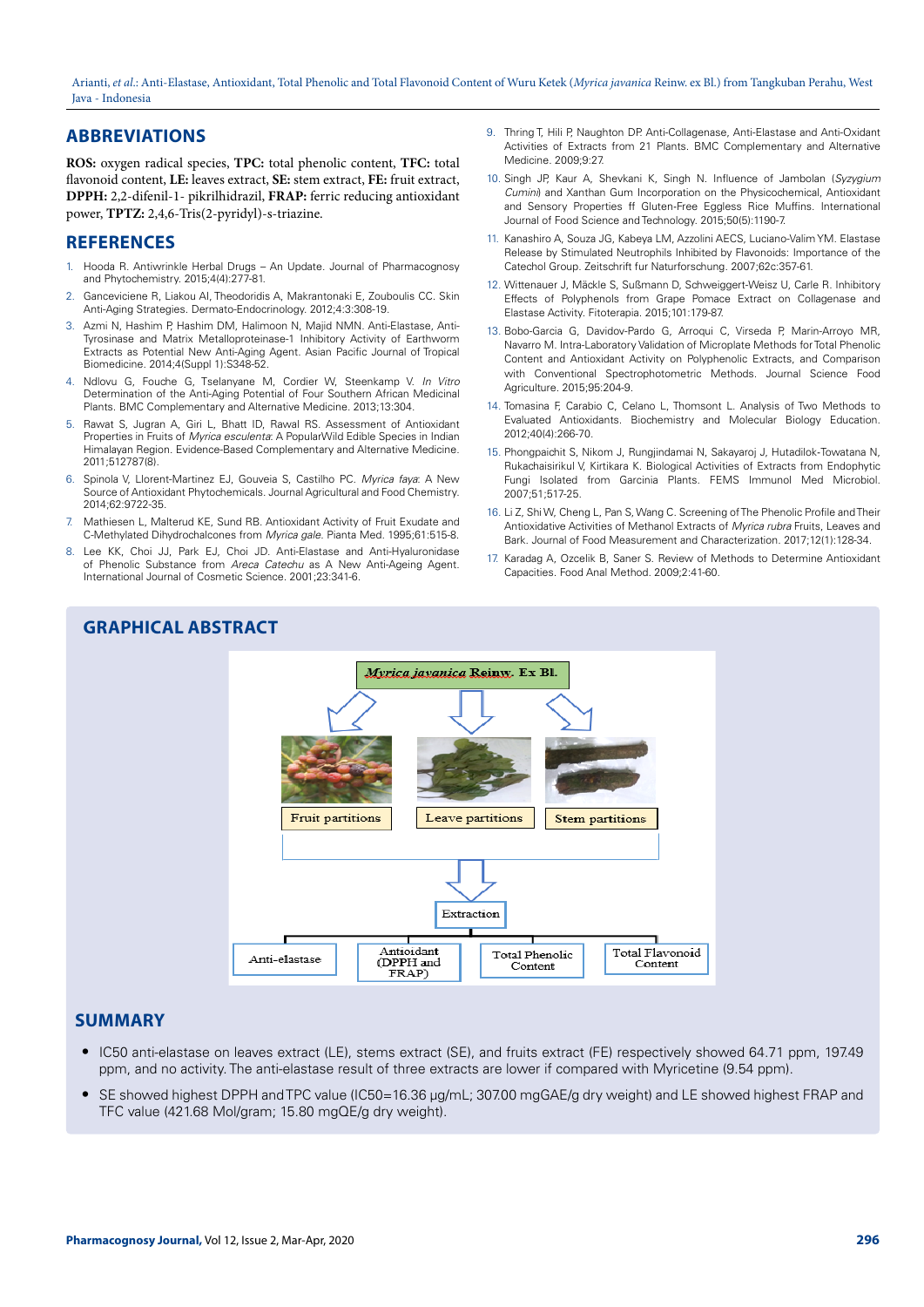## ABBREVIATIONS

**ROS:** oxygen radical species, **TPC:** total phenolic content, **TFC:** total flavonoid content, **LE:** leaves extract, **SE:** stem extract, **FE:** fruit extract, **DPPH:** 2,2-difenil-1- pikrilhidrazil, **FRAP:** ferric reducing antioxidant power, **TPTZ:** 2,4,6-Tris(2-pyridyl)-s-triazine.

## REFERENCES

1. Hooda R. Antiwrinkle Herbal Drugs – An Update. Journal of Pharmacognosy and Phytochemistry. 2015;4(4):277-81.
2. Ganceviciene R, Liakou AI, Theodoridis A, Makrantonaki E, Zouboulis CC. Skin Anti-Aging Strategies. Dermato-Endocrinology. 2012;4:3:308-19.
3. Azmi N, Hashim P, Hashim DM, Halimoon N, Majid NMN. Anti-Elastase, Anti-Tyrosinase and Matrix Metalloproteinase-1 Inhibitory Activity of Earthworm Extracts as Potential New Anti-Aging Agent. Asian Pacific Journal of Tropical Biomedicine. 2014;4(Suppl 1):S348-52.
4. Ndlovu G, Fouche G, Tselanyane M, Cordier W, Steenkamp V. *In Vitro* Determination of the Anti-Aging Potential of Four Southern African Medicinal Plants. BMC Complementary and Alternative Medicine. 2013;13:304.
5. Rawat S, Jugran A, Giri L, Bhatt ID, Rawal RS. Assessment of Antioxidant Properties in Fruits of *Myrica esculenta*: A PopularWild Edible Species in Indian Himalayan Region. Evidence-Based Complementary and Alternative Medicine. 2011;512787(8).
6. Spinola V, Llorent-Martinez EJ, Gouveia S, Castilho PC. *Myrica faya*: A New Source of Antioxidant Phytochemicals. Journal Agricultural and Food Chemistry. 2014;62:9722-35.
7. Mathiesen L, Malterud KE, Sund RB. Antioxidant Activity of Fruit Exudate and C-Methylated Dihydrochalcones from *Myrica gale*. Pianta Med. 1995;61:515-8.
8. Lee KK, Choi JJ, Park EJ, Choi JD. Anti-Elastase and Anti-Hyaluronidase of Phenolic Substance from *Areca Catechu* as A New Anti-Ageing Agent. International Journal of Cosmetic Science. 2001;23:341-6.
9. Thring T, Hili P, Naughton DP. Anti-Collagenase, Anti-Elastase and Anti-Oxidant Activities of Extracts from 21 Plants. BMC Complementary and Alternative Medicine. 2009;9:27.
10. Singh JP, Kaur A, Shevkani K, Singh N. Influence of Jambolan (*Syzygium Cumini*) and Xanthan Gum Incorporation on the Physicochemical, Antioxidant and Sensory Properties ff Gluten-Free Eggless Rice Muffins. International Journal of Food Science and Technology. 2015;50(5):1190-7.
11. Kanashiro A, Souza JG, Kabeya LM, Azzolini AECS, Luciano-Valim YM. Elastase Release by Stimulated Neutrophils Inhibited by Flavonoids: Importance of the Catechol Group. Zeitschrift fur Naturforschung. 2007;62c:357-61.
12. Wittenauer J, Mäckle S, Sußmann D, Schweiggert-Weisz U, Carle R. Inhibitory Effects of Polyphenols from Grape Pomace Extract on Collagenase and Elastase Activity. Fitoterapia. 2015;101:179-87.
13. Bobo-Garcia G, Davidov-Pardo G, Arroqui C, Virseda P, Marin-Arroyo MR, Navarro M. Intra-Laboratory Validation of Microplate Methods for Total Phenolic Content and Antioxidant Activity on Polyphenolic Extracts, and Comparison with Conventional Spectrophotometric Methods. Journal Science Food Agriculture. 2015;95:204-9.
14. Tomasina F, Carabio C, Celano L, Thomsont L. Analysis of Two Methods to Evaluated Antioxidants. Biochemistry and Molecular Biology Education. 2012;40(4):266-70.
15. Phongpaichit S, Nikom J, Rungjindamai N, Sakayaroj J, Hutadilok-Towatana N, Rukachaisirikul V, Kirtikara K. Biological Activities of Extracts from Endophytic Fungi Isolated from Garcinia Plants. FEMS Immunol Med Microbiol. 2007;51;517-25.
16. Li Z, Shi W, Cheng L, Pan S, Wang C. Screening of The Phenolic Profile and Their Antioxidative Activities of Methanol Extracts of *Myrica rubra* Fruits, Leaves and Bark. Journal of Food Measurement and Characterization. 2017;12(1):128-34.
17. Karadag A, Ozcelik B, Saner S. Review of Methods to Determine Antioxidant Capacities. Food Anal Method. 2009;2:41-60.

## GRAPHICAL ABSTRACT

*Myrica javanica* Reinw. Ex Bl.

Fruit partitions | Leave partitions | Stem partitions

Extraction

Anti-elastase | Antioxidant (DPPH and FRAP) | Total Phenolic Content | Total Flavonoid Content

## SUMMARY

- IC50 anti-elastase on leaves extract (LE), stems extract (SE), and fruits extract (FE) respectively showed 64.71 ppm, 197.49 ppm, and no activity. The anti-elastase result of three extracts are lower if compared with Myricetine (9.54 ppm).
- SE showed highest DPPH and TPC value (IC50=16.36 µg/mL; 307.00 mgGAE/g dry weight) and LE showed highest FRAP and TFC value (421.68 Mol/gram; 15.80 mgQE/g dry weight).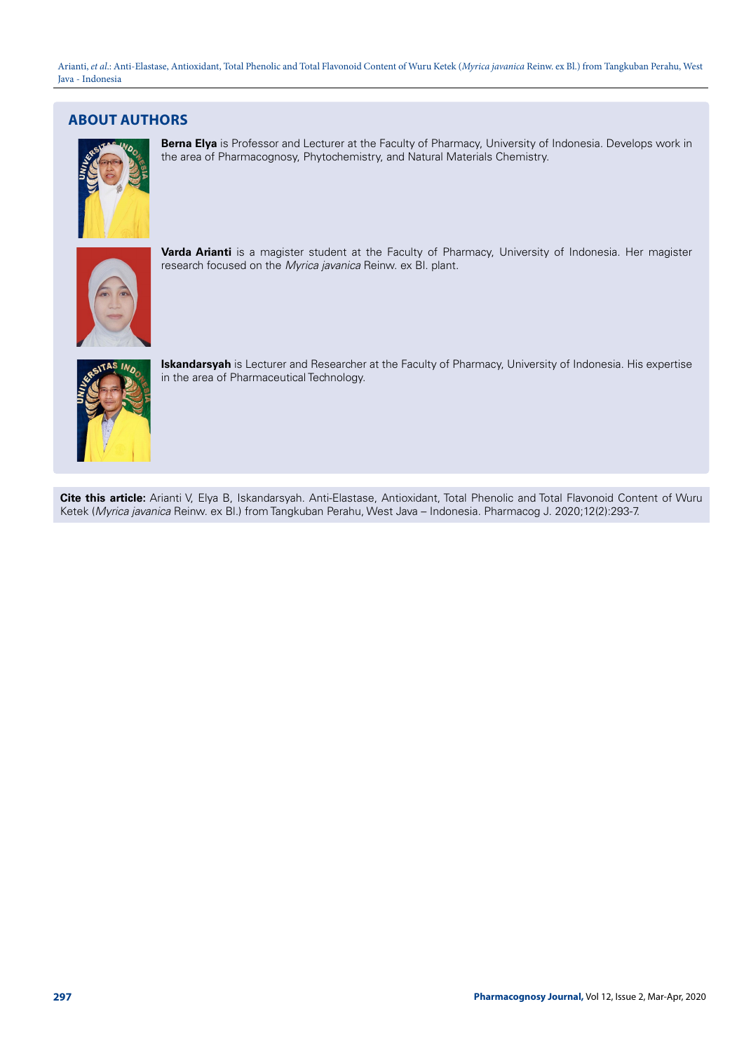## ABOUT AUTHORS

**Berna Elya** is Professor and Lecturer at the Faculty of Pharmacy, University of Indonesia. Develops work in the area of Pharmacognosy, Phytochemistry, and Natural Materials Chemistry.

**Varda Arianti** is a magister student at the Faculty of Pharmacy, University of Indonesia. Her magister research focused on the *Myrica javanica* Reinw. ex Bl. plant.

**Iskandarsyah** is Lecturer and Researcher at the Faculty of Pharmacy, University of Indonesia. His expertise in the area of Pharmaceutical Technology.

**Cite this article:** Arianti V, Elya B, Iskandarsyah. Anti-Elastase, Antioxidant, Total Phenolic and Total Flavonoid Content of Wuru Ketek (*Myrica javanica* Reinw. ex Bl.) from Tangkuban Perahu, West Java – Indonesia. Pharmacog J. 2020;12(2):293-7.